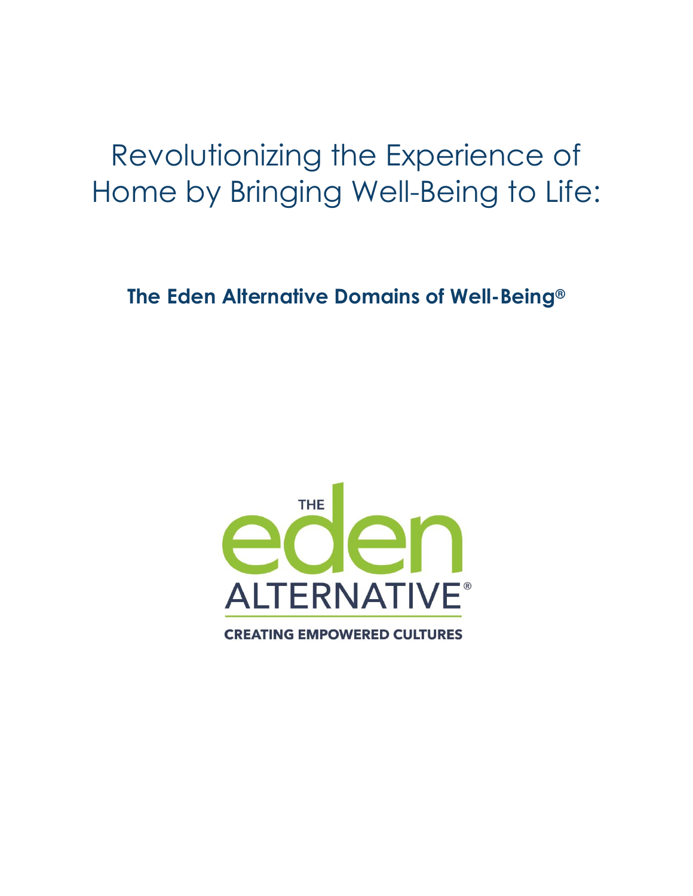# Revolutionizing the Experience of Home by Bringing Well-Being to Life:

## The Eden Alternative Domains of Well-Being®

THE eden ALTERNATIVE®

CREATING EMPOWERED CULTURES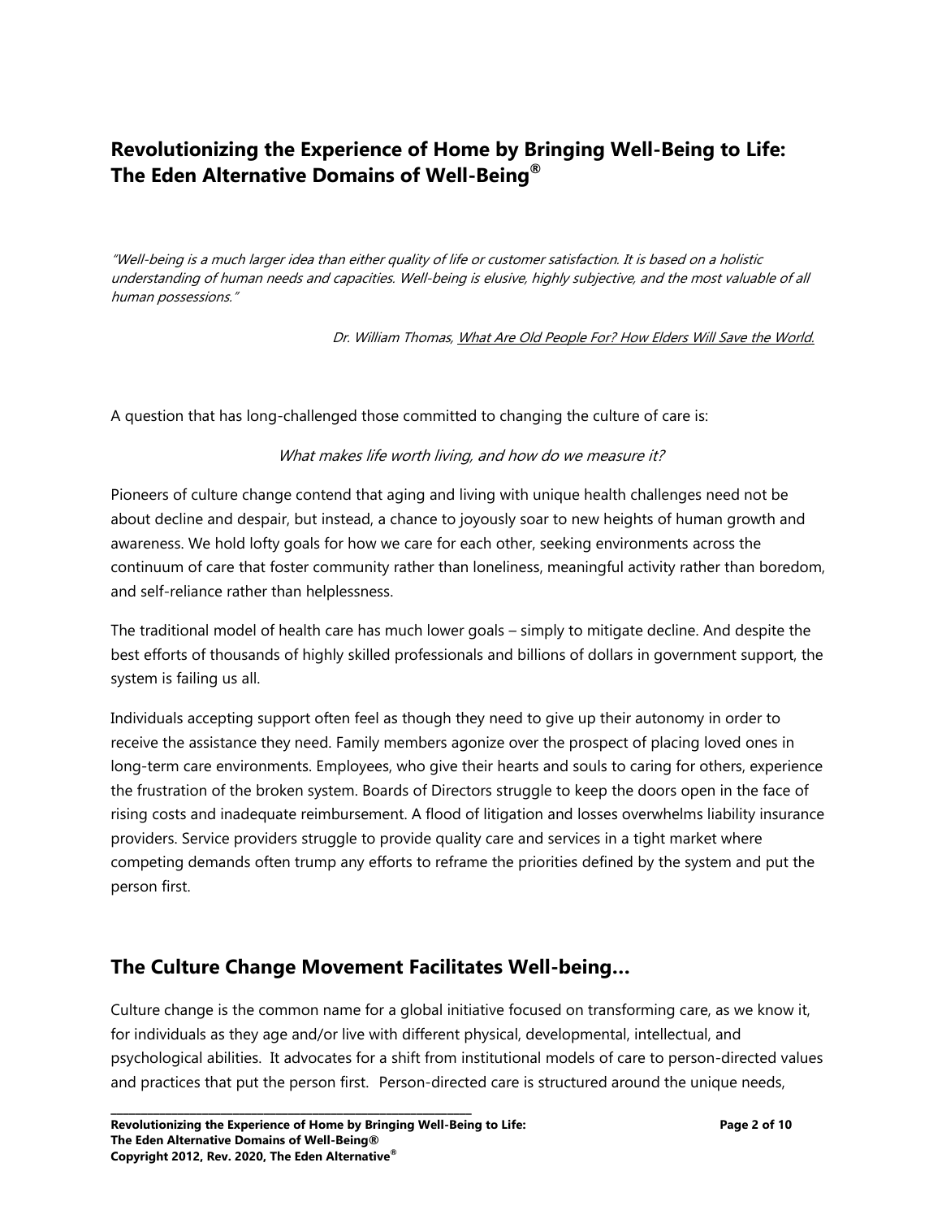## Revolutionizing the Experience of Home by Bringing Well-Being to Life: The Eden Alternative Domains of Well-Being®

*"Well-being is a much larger idea than either quality of life or customer satisfaction. It is based on a holistic understanding of human needs and capacities. Well-being is elusive, highly subjective, and the most valuable of all human possessions."*

*Dr. William Thomas, What Are Old People For? How Elders Will Save the World.*

A question that has long-challenged those committed to changing the culture of care is:

*What makes life worth living, and how do we measure it?*

Pioneers of culture change contend that aging and living with unique health challenges need not be about decline and despair, but instead, a chance to joyously soar to new heights of human growth and awareness. We hold lofty goals for how we care for each other, seeking environments across the continuum of care that foster community rather than loneliness, meaningful activity rather than boredom, and self-reliance rather than helplessness.

The traditional model of health care has much lower goals – simply to mitigate decline. And despite the best efforts of thousands of highly skilled professionals and billions of dollars in government support, the system is failing us all.

Individuals accepting support often feel as though they need to give up their autonomy in order to receive the assistance they need. Family members agonize over the prospect of placing loved ones in long-term care environments. Employees, who give their hearts and souls to caring for others, experience the frustration of the broken system. Boards of Directors struggle to keep the doors open in the face of rising costs and inadequate reimbursement. A flood of litigation and losses overwhelms liability insurance providers. Service providers struggle to provide quality care and services in a tight market where competing demands often trump any efforts to reframe the priorities defined by the system and put the person first.

## The Culture Change Movement Facilitates Well-being…

Culture change is the common name for a global initiative focused on transforming care, as we know it, for individuals as they age and/or live with different physical, developmental, intellectual, and psychological abilities. It advocates for a shift from institutional models of care to person-directed values and practices that put the person first. Person-directed care is structured around the unique needs,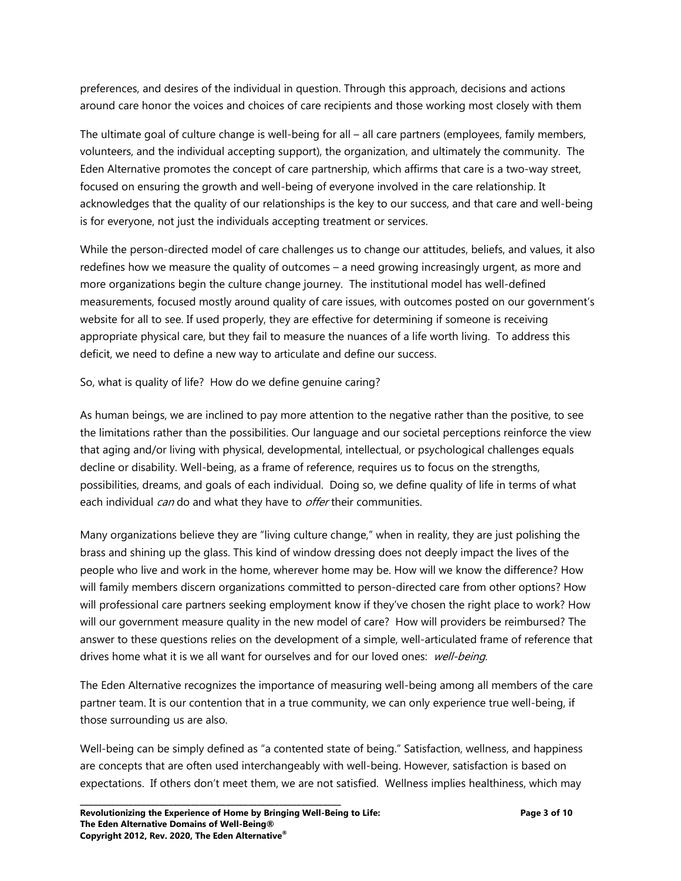preferences, and desires of the individual in question. Through this approach, decisions and actions around care honor the voices and choices of care recipients and those working most closely with them

The ultimate goal of culture change is well-being for all – all care partners (employees, family members, volunteers, and the individual accepting support), the organization, and ultimately the community. The Eden Alternative promotes the concept of care partnership, which affirms that care is a two-way street, focused on ensuring the growth and well-being of everyone involved in the care relationship. It acknowledges that the quality of our relationships is the key to our success, and that care and well-being is for everyone, not just the individuals accepting treatment or services.

While the person-directed model of care challenges us to change our attitudes, beliefs, and values, it also redefines how we measure the quality of outcomes – a need growing increasingly urgent, as more and more organizations begin the culture change journey. The institutional model has well-defined measurements, focused mostly around quality of care issues, with outcomes posted on our government's website for all to see. If used properly, they are effective for determining if someone is receiving appropriate physical care, but they fail to measure the nuances of a life worth living. To address this deficit, we need to define a new way to articulate and define our success.

So, what is quality of life? How do we define genuine caring?

As human beings, we are inclined to pay more attention to the negative rather than the positive, to see the limitations rather than the possibilities. Our language and our societal perceptions reinforce the view that aging and/or living with physical, developmental, intellectual, or psychological challenges equals decline or disability. Well-being, as a frame of reference, requires us to focus on the strengths, possibilities, dreams, and goals of each individual. Doing so, we define quality of life in terms of what each individual *can* do and what they have to *offer* their communities.

Many organizations believe they are "living culture change," when in reality, they are just polishing the brass and shining up the glass. This kind of window dressing does not deeply impact the lives of the people who live and work in the home, wherever home may be. How will we know the difference? How will family members discern organizations committed to person-directed care from other options? How will professional care partners seeking employment know if they've chosen the right place to work? How will our government measure quality in the new model of care? How will providers be reimbursed? The answer to these questions relies on the development of a simple, well-articulated frame of reference that drives home what it is we all want for ourselves and for our loved ones: *well-being*.

The Eden Alternative recognizes the importance of measuring well-being among all members of the care partner team. It is our contention that in a true community, we can only experience true well-being, if those surrounding us are also.

Well-being can be simply defined as "a contented state of being." Satisfaction, wellness, and happiness are concepts that are often used interchangeably with well-being. However, satisfaction is based on expectations. If others don't meet them, we are not satisfied. Wellness implies healthiness, which may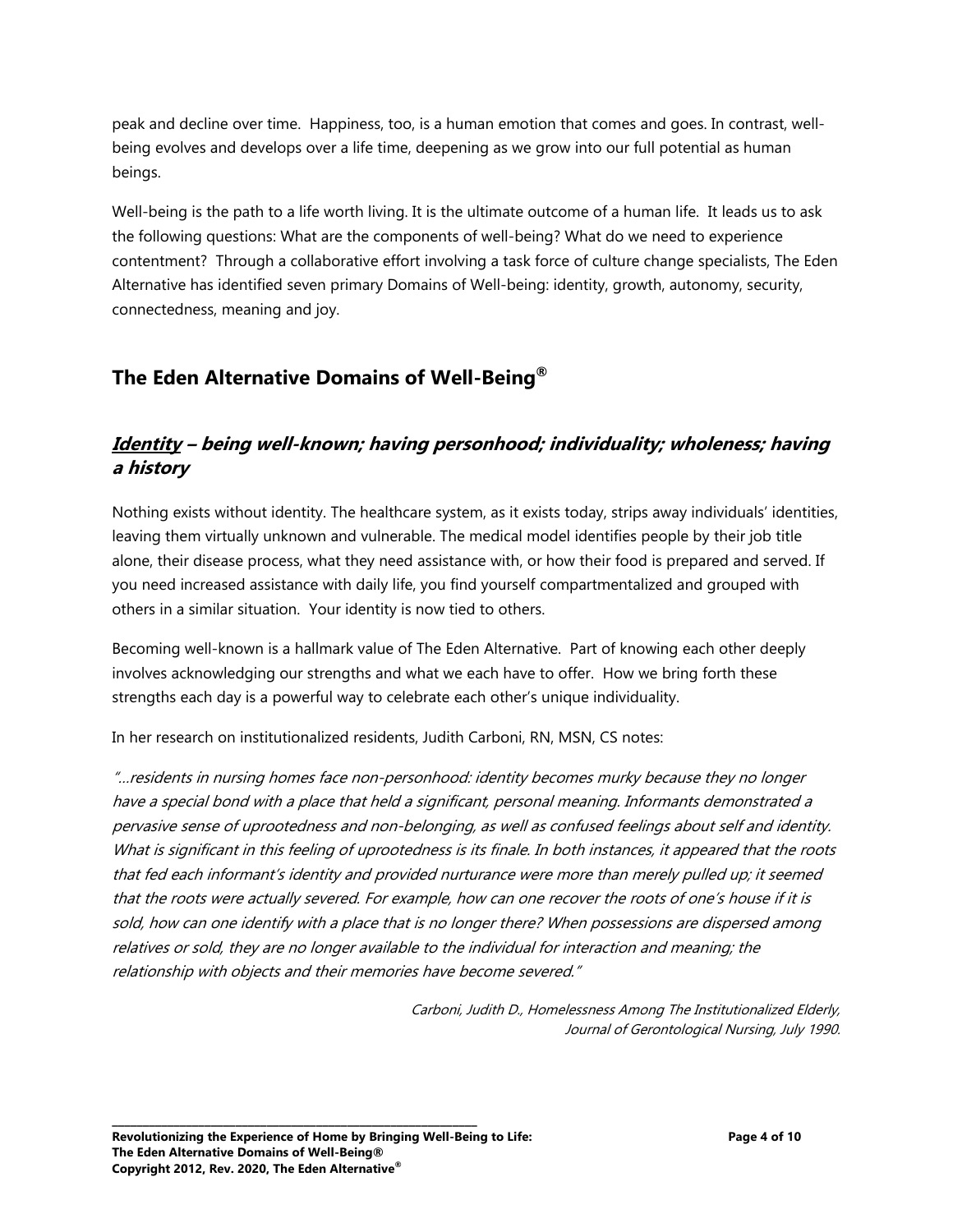peak and decline over time. Happiness, too, is a human emotion that comes and goes. In contrast, well-being evolves and develops over a life time, deepening as we grow into our full potential as human beings.

Well-being is the path to a life worth living. It is the ultimate outcome of a human life. It leads us to ask the following questions: What are the components of well-being? What do we need to experience contentment? Through a collaborative effort involving a task force of culture change specialists, The Eden Alternative has identified seven primary Domains of Well-being: identity, growth, autonomy, security, connectedness, meaning and joy.

## The Eden Alternative Domains of Well-Being®

### *<u>Identity</u> – being well-known; having personhood; individuality; wholeness; having a history*

Nothing exists without identity. The healthcare system, as it exists today, strips away individuals' identities, leaving them virtually unknown and vulnerable. The medical model identifies people by their job title alone, their disease process, what they need assistance with, or how their food is prepared and served. If you need increased assistance with daily life, you find yourself compartmentalized and grouped with others in a similar situation. Your identity is now tied to others.

Becoming well-known is a hallmark value of The Eden Alternative. Part of knowing each other deeply involves acknowledging our strengths and what we each have to offer. How we bring forth these strengths each day is a powerful way to celebrate each other's unique individuality.

In her research on institutionalized residents, Judith Carboni, RN, MSN, CS notes:

*"…residents in nursing homes face non-personhood: identity becomes murky because they no longer have a special bond with a place that held a significant, personal meaning. Informants demonstrated a pervasive sense of uprootedness and non-belonging, as well as confused feelings about self and identity. What is significant in this feeling of uprootedness is its finale. In both instances, it appeared that the roots that fed each informant's identity and provided nurturance were more than merely pulled up; it seemed that the roots were actually severed. For example, how can one recover the roots of one's house if it is sold, how can one identify with a place that is no longer there? When possessions are dispersed among relatives or sold, they are no longer available to the individual for interaction and meaning; the relationship with objects and their memories have become severed."*

*Carboni, Judith D., Homelessness Among The Institutionalized Elderly, Journal of Gerontological Nursing, July 1990.*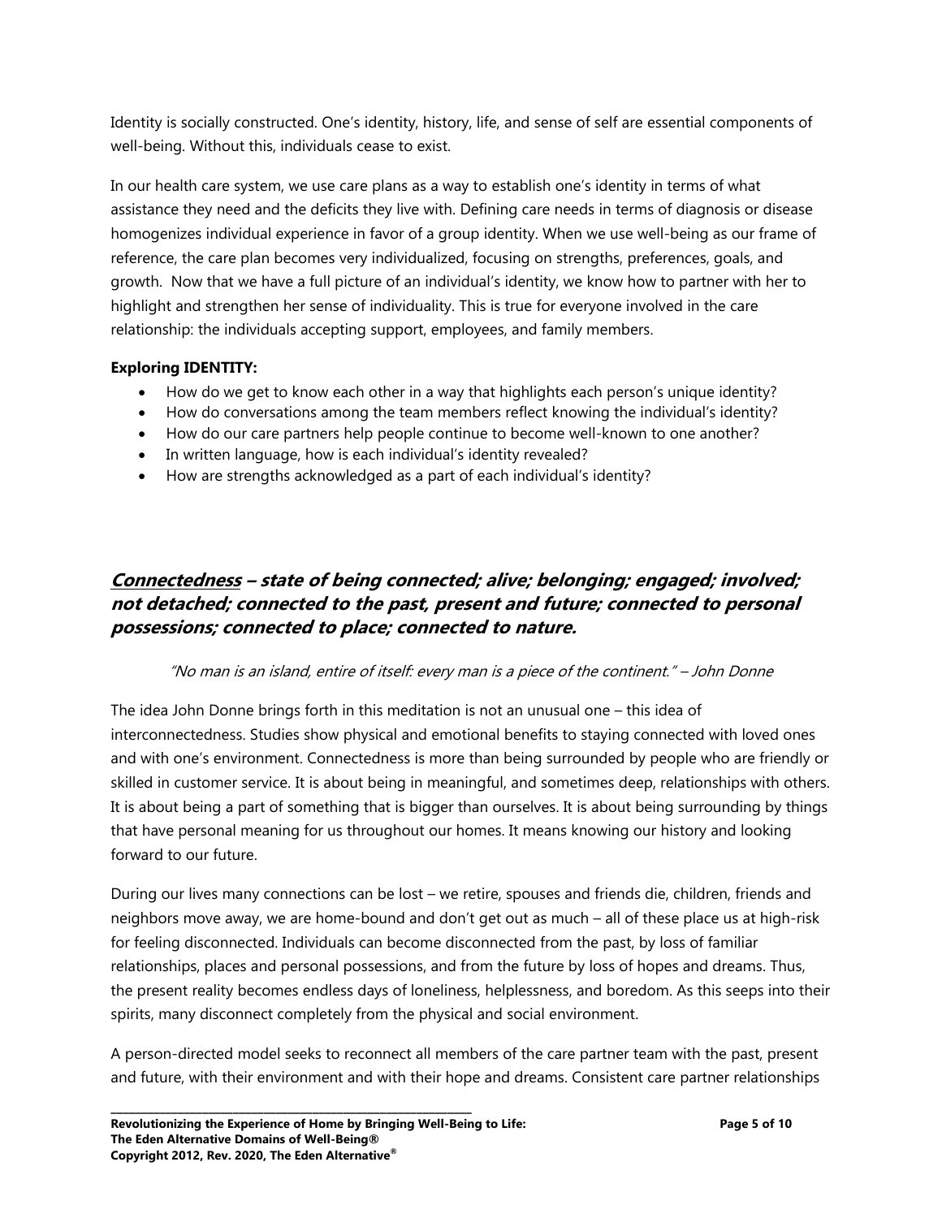Identity is socially constructed. One's identity, history, life, and sense of self are essential components of well-being. Without this, individuals cease to exist.

In our health care system, we use care plans as a way to establish one's identity in terms of what assistance they need and the deficits they live with. Defining care needs in terms of diagnosis or disease homogenizes individual experience in favor of a group identity. When we use well-being as our frame of reference, the care plan becomes very individualized, focusing on strengths, preferences, goals, and growth. Now that we have a full picture of an individual's identity, we know how to partner with her to highlight and strengthen her sense of individuality. This is true for everyone involved in the care relationship: the individuals accepting support, employees, and family members.

**Exploring IDENTITY:**

- How do we get to know each other in a way that highlights each person's unique identity?
- How do conversations among the team members reflect knowing the individual's identity?
- How do our care partners help people continue to become well-known to one another?
- In written language, how is each individual's identity revealed?
- How are strengths acknowledged as a part of each individual's identity?

## ***<u>Connectedness</u> – state of being connected; alive; belonging; engaged; involved; not detached; connected to the past, present and future; connected to personal possessions; connected to place; connected to nature.***

*"No man is an island, entire of itself: every man is a piece of the continent." – John Donne*

The idea John Donne brings forth in this meditation is not an unusual one – this idea of interconnectedness. Studies show physical and emotional benefits to staying connected with loved ones and with one's environment. Connectedness is more than being surrounded by people who are friendly or skilled in customer service. It is about being in meaningful, and sometimes deep, relationships with others. It is about being a part of something that is bigger than ourselves. It is about being surrounding by things that have personal meaning for us throughout our homes. It means knowing our history and looking forward to our future.

During our lives many connections can be lost – we retire, spouses and friends die, children, friends and neighbors move away, we are home-bound and don't get out as much – all of these place us at high-risk for feeling disconnected. Individuals can become disconnected from the past, by loss of familiar relationships, places and personal possessions, and from the future by loss of hopes and dreams. Thus, the present reality becomes endless days of loneliness, helplessness, and boredom. As this seeps into their spirits, many disconnect completely from the physical and social environment.

A person-directed model seeks to reconnect all members of the care partner team with the past, present and future, with their environment and with their hope and dreams. Consistent care partner relationships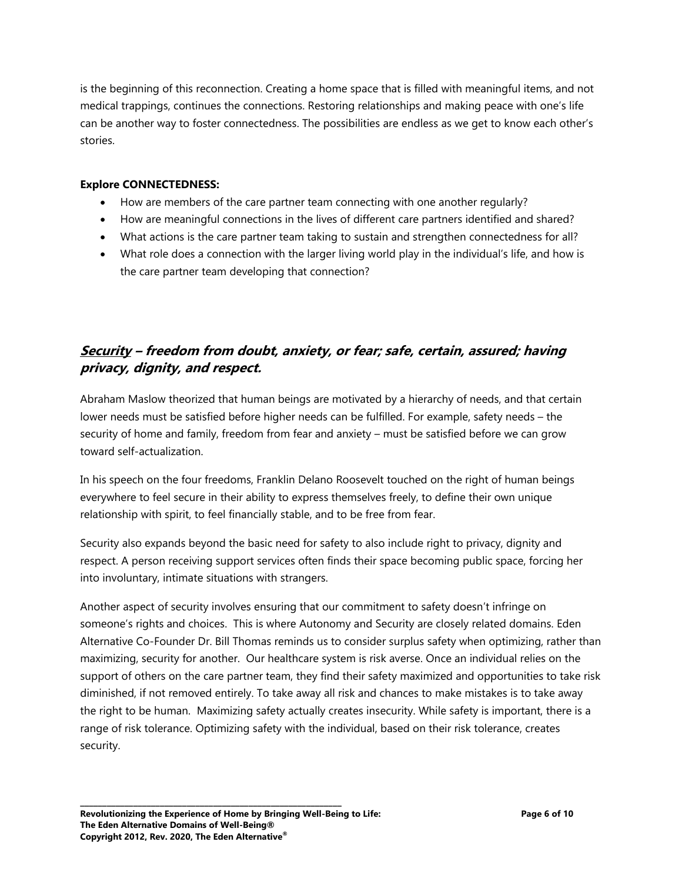is the beginning of this reconnection. Creating a home space that is filled with meaningful items, and not medical trappings, continues the connections. Restoring relationships and making peace with one's life can be another way to foster connectedness. The possibilities are endless as we get to know each other's stories.

**Explore CONNECTEDNESS:**

- How are members of the care partner team connecting with one another regularly?
- How are meaningful connections in the lives of different care partners identified and shared?
- What actions is the care partner team taking to sustain and strengthen connectedness for all?
- What role does a connection with the larger living world play in the individual's life, and how is the care partner team developing that connection?

## ***<u>Security</u> – freedom from doubt, anxiety, or fear; safe, certain, assured; having privacy, dignity, and respect.***

Abraham Maslow theorized that human beings are motivated by a hierarchy of needs, and that certain lower needs must be satisfied before higher needs can be fulfilled. For example, safety needs – the security of home and family, freedom from fear and anxiety – must be satisfied before we can grow toward self-actualization.

In his speech on the four freedoms, Franklin Delano Roosevelt touched on the right of human beings everywhere to feel secure in their ability to express themselves freely, to define their own unique relationship with spirit, to feel financially stable, and to be free from fear.

Security also expands beyond the basic need for safety to also include right to privacy, dignity and respect. A person receiving support services often finds their space becoming public space, forcing her into involuntary, intimate situations with strangers.

Another aspect of security involves ensuring that our commitment to safety doesn't infringe on someone's rights and choices. This is where Autonomy and Security are closely related domains. Eden Alternative Co-Founder Dr. Bill Thomas reminds us to consider surplus safety when optimizing, rather than maximizing, security for another. Our healthcare system is risk averse. Once an individual relies on the support of others on the care partner team, they find their safety maximized and opportunities to take risk diminished, if not removed entirely. To take away all risk and chances to make mistakes is to take away the right to be human. Maximizing safety actually creates insecurity. While safety is important, there is a range of risk tolerance. Optimizing safety with the individual, based on their risk tolerance, creates security.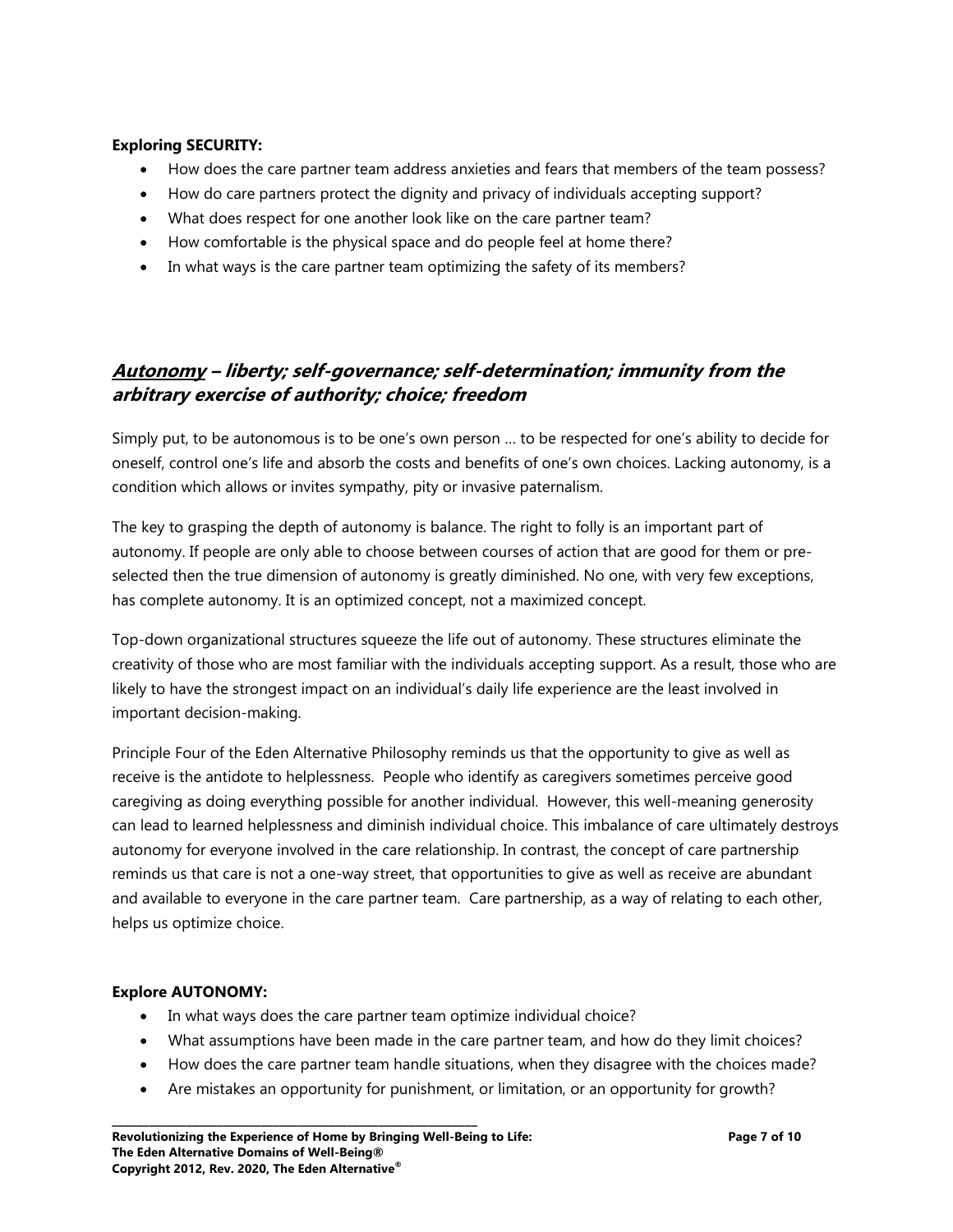**Exploring SECURITY:**

- How does the care partner team address anxieties and fears that members of the team possess?
- How do care partners protect the dignity and privacy of individuals accepting support?
- What does respect for one another look like on the care partner team?
- How comfortable is the physical space and do people feel at home there?
- In what ways is the care partner team optimizing the safety of its members?

## ***Autonomy* – liberty; self-governance; self-determination; immunity from the arbitrary exercise of authority; choice; freedom**

Simply put, to be autonomous is to be one's own person … to be respected for one's ability to decide for oneself, control one's life and absorb the costs and benefits of one's own choices. Lacking autonomy, is a condition which allows or invites sympathy, pity or invasive paternalism.

The key to grasping the depth of autonomy is balance. The right to folly is an important part of autonomy. If people are only able to choose between courses of action that are good for them or pre-selected then the true dimension of autonomy is greatly diminished. No one, with very few exceptions, has complete autonomy. It is an optimized concept, not a maximized concept.

Top-down organizational structures squeeze the life out of autonomy. These structures eliminate the creativity of those who are most familiar with the individuals accepting support. As a result, those who are likely to have the strongest impact on an individual's daily life experience are the least involved in important decision-making.

Principle Four of the Eden Alternative Philosophy reminds us that the opportunity to give as well as receive is the antidote to helplessness. People who identify as caregivers sometimes perceive good caregiving as doing everything possible for another individual. However, this well-meaning generosity can lead to learned helplessness and diminish individual choice. This imbalance of care ultimately destroys autonomy for everyone involved in the care relationship. In contrast, the concept of care partnership reminds us that care is not a one-way street, that opportunities to give as well as receive are abundant and available to everyone in the care partner team. Care partnership, as a way of relating to each other, helps us optimize choice.

**Explore AUTONOMY:**

- In what ways does the care partner team optimize individual choice?
- What assumptions have been made in the care partner team, and how do they limit choices?
- How does the care partner team handle situations, when they disagree with the choices made?
- Are mistakes an opportunity for punishment, or limitation, or an opportunity for growth?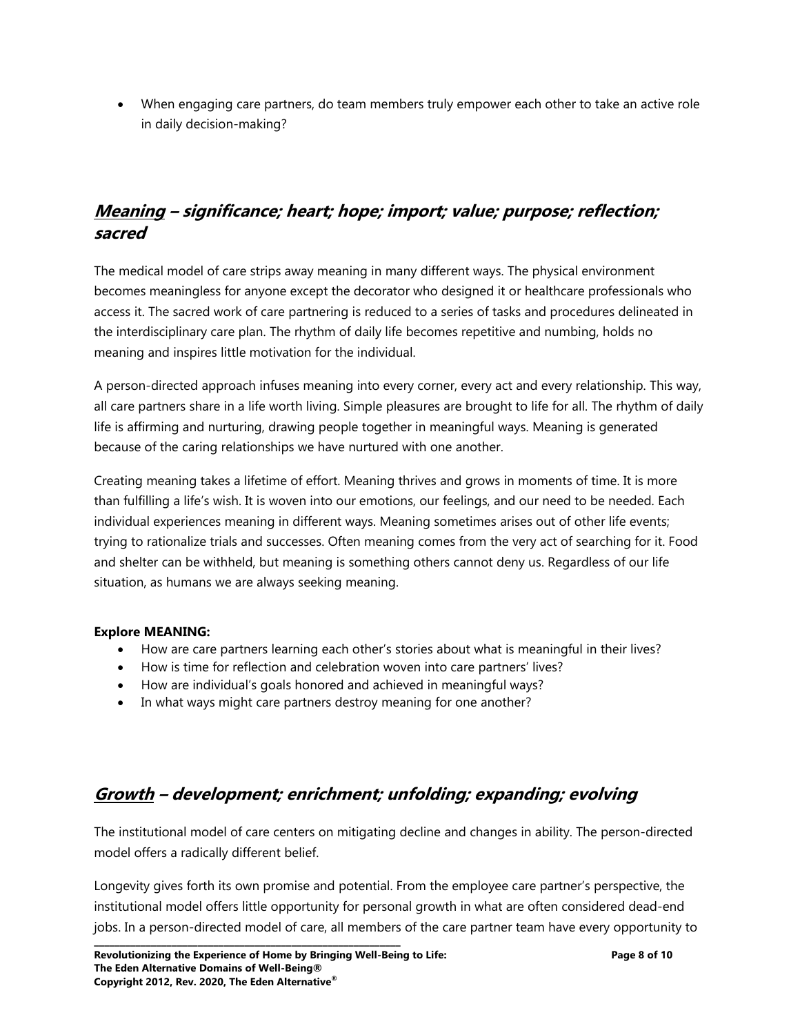- When engaging care partners, do team members truly empower each other to take an active role in daily decision-making?

## ***<u>Meaning</u> – significance; heart; hope; import; value; purpose; reflection; sacred***

The medical model of care strips away meaning in many different ways. The physical environment becomes meaningless for anyone except the decorator who designed it or healthcare professionals who access it. The sacred work of care partnering is reduced to a series of tasks and procedures delineated in the interdisciplinary care plan. The rhythm of daily life becomes repetitive and numbing, holds no meaning and inspires little motivation for the individual.

A person-directed approach infuses meaning into every corner, every act and every relationship. This way, all care partners share in a life worth living. Simple pleasures are brought to life for all. The rhythm of daily life is affirming and nurturing, drawing people together in meaningful ways. Meaning is generated because of the caring relationships we have nurtured with one another.

Creating meaning takes a lifetime of effort. Meaning thrives and grows in moments of time. It is more than fulfilling a life's wish. It is woven into our emotions, our feelings, and our need to be needed. Each individual experiences meaning in different ways. Meaning sometimes arises out of other life events; trying to rationalize trials and successes. Often meaning comes from the very act of searching for it. Food and shelter can be withheld, but meaning is something others cannot deny us. Regardless of our life situation, as humans we are always seeking meaning.

**Explore MEANING:**

- How are care partners learning each other's stories about what is meaningful in their lives?
- How is time for reflection and celebration woven into care partners' lives?
- How are individual's goals honored and achieved in meaningful ways?
- In what ways might care partners destroy meaning for one another?

## ***<u>Growth</u> – development; enrichment; unfolding; expanding; evolving***

The institutional model of care centers on mitigating decline and changes in ability. The person-directed model offers a radically different belief.

Longevity gives forth its own promise and potential. From the employee care partner's perspective, the institutional model offers little opportunity for personal growth in what are often considered dead-end jobs. In a person-directed model of care, all members of the care partner team have every opportunity to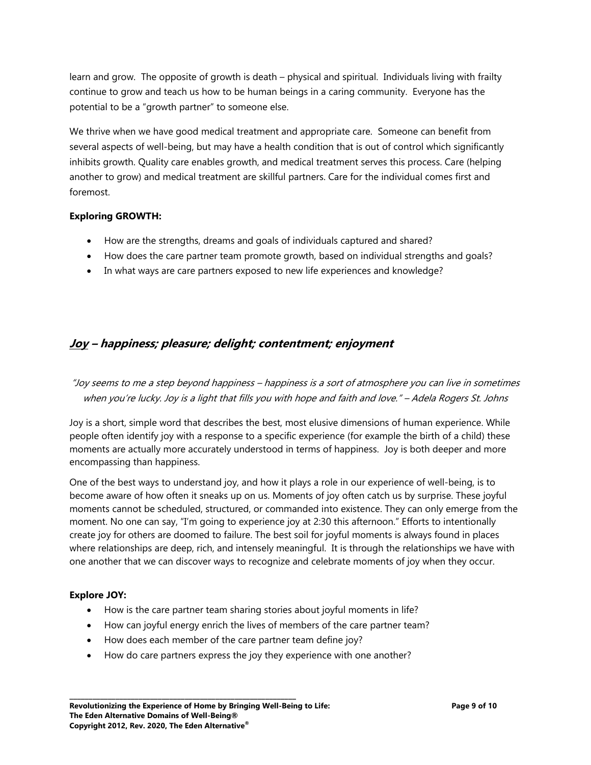learn and grow. The opposite of growth is death – physical and spiritual. Individuals living with frailty continue to grow and teach us how to be human beings in a caring community. Everyone has the potential to be a "growth partner" to someone else.

We thrive when we have good medical treatment and appropriate care. Someone can benefit from several aspects of well-being, but may have a health condition that is out of control which significantly inhibits growth. Quality care enables growth, and medical treatment serves this process. Care (helping another to grow) and medical treatment are skillful partners. Care for the individual comes first and foremost.

**Exploring GROWTH:**

- How are the strengths, dreams and goals of individuals captured and shared?
- How does the care partner team promote growth, based on individual strengths and goals?
- In what ways are care partners exposed to new life experiences and knowledge?

## ***Joy* – happiness; pleasure; delight; contentment; enjoyment**

*"Joy seems to me a step beyond happiness – happiness is a sort of atmosphere you can live in sometimes when you're lucky. Joy is a light that fills you with hope and faith and love." – Adela Rogers St. Johns*

Joy is a short, simple word that describes the best, most elusive dimensions of human experience. While people often identify joy with a response to a specific experience (for example the birth of a child) these moments are actually more accurately understood in terms of happiness. Joy is both deeper and more encompassing than happiness.

One of the best ways to understand joy, and how it plays a role in our experience of well-being, is to become aware of how often it sneaks up on us. Moments of joy often catch us by surprise. These joyful moments cannot be scheduled, structured, or commanded into existence. They can only emerge from the moment. No one can say, "I'm going to experience joy at 2:30 this afternoon." Efforts to intentionally create joy for others are doomed to failure. The best soil for joyful moments is always found in places where relationships are deep, rich, and intensely meaningful. It is through the relationships we have with one another that we can discover ways to recognize and celebrate moments of joy when they occur.

**Explore JOY:**

- How is the care partner team sharing stories about joyful moments in life?
- How can joyful energy enrich the lives of members of the care partner team?
- How does each member of the care partner team define joy?
- How do care partners express the joy they experience with one another?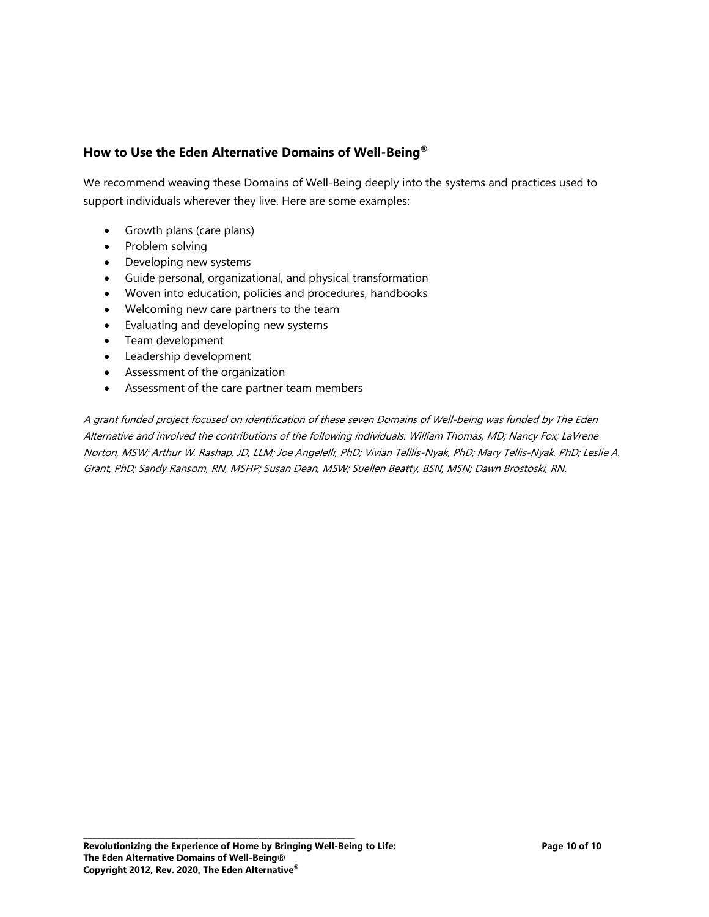### How to Use the Eden Alternative Domains of Well-Being®

We recommend weaving these Domains of Well-Being deeply into the systems and practices used to support individuals wherever they live. Here are some examples:

- Growth plans (care plans)
- Problem solving
- Developing new systems
- Guide personal, organizational, and physical transformation
- Woven into education, policies and procedures, handbooks
- Welcoming new care partners to the team
- Evaluating and developing new systems
- Team development
- Leadership development
- Assessment of the organization
- Assessment of the care partner team members

*A grant funded project focused on identification of these seven Domains of Well-being was funded by The Eden Alternative and involved the contributions of the following individuals: William Thomas, MD; Nancy Fox; LaVrene Norton, MSW; Arthur W. Rashap, JD, LLM; Joe Angelelli, PhD; Vivian Telllis-Nyak, PhD; Mary Tellis-Nyak, PhD; Leslie A. Grant, PhD; Sandy Ransom, RN, MSHP; Susan Dean, MSW; Suellen Beatty, BSN, MSN; Dawn Brostoski, RN.*